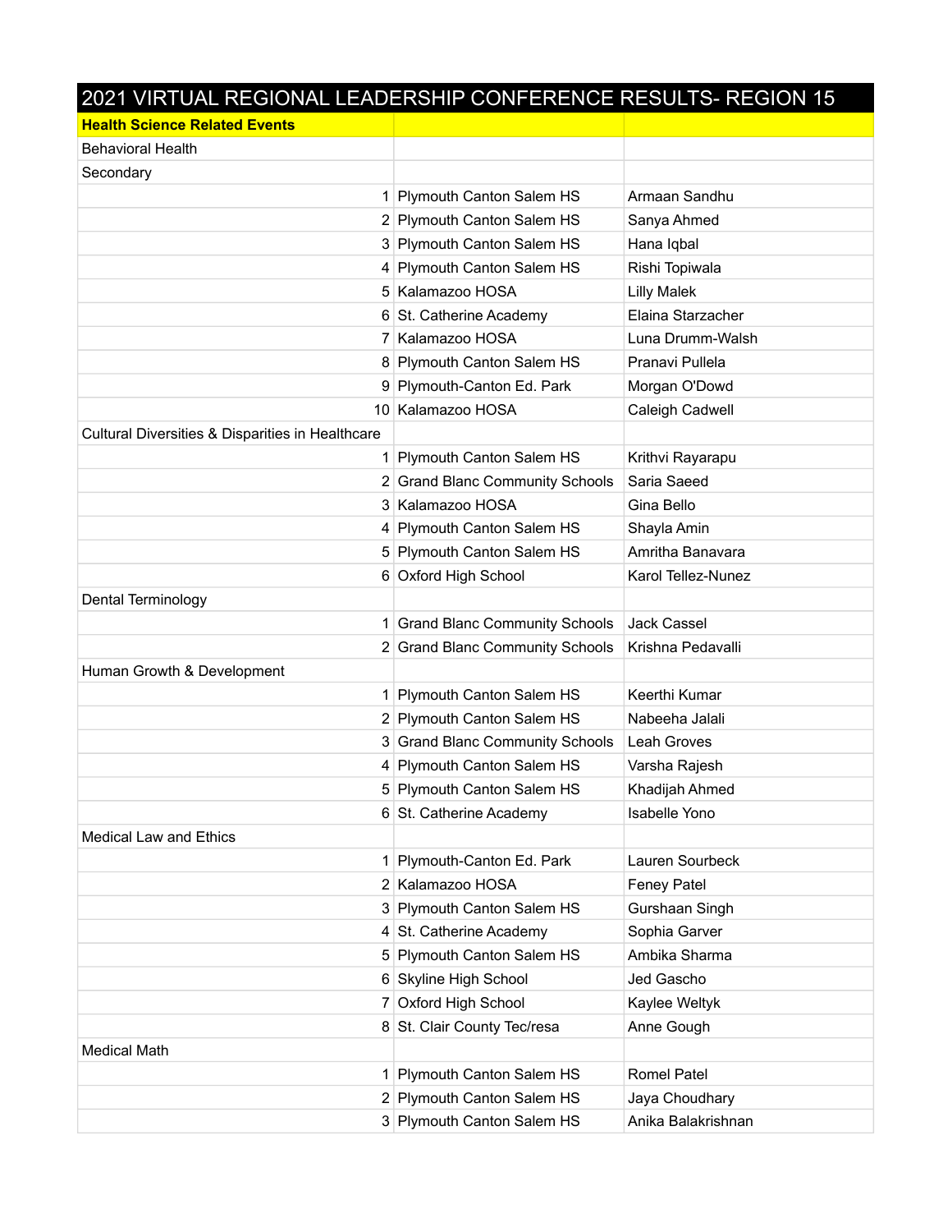| 2021 VIRTUAL REGIONAL LEADERSHIP CONFERENCE RESULTS- REGION 15 | | |
|---|---|---|
| **Health Science Related Events** | | |
| Behavioral Health | | |
| Secondary | | |
| 1 | Plymouth Canton Salem HS | Armaan Sandhu |
| 2 | Plymouth Canton Salem HS | Sanya Ahmed |
| 3 | Plymouth Canton Salem HS | Hana Iqbal |
| 4 | Plymouth Canton Salem HS | Rishi Topiwala |
| 5 | Kalamazoo HOSA | Lilly Malek |
| 6 | St. Catherine Academy | Elaina Starzacher |
| 7 | Kalamazoo HOSA | Luna Drumm-Walsh |
| 8 | Plymouth Canton Salem HS | Pranavi Pullela |
| 9 | Plymouth-Canton Ed. Park | Morgan O'Dowd |
| 10 | Kalamazoo HOSA | Caleigh Cadwell |
| Cultural Diversities & Disparities in Healthcare | | |
| 1 | Plymouth Canton Salem HS | Krithvi Rayarapu |
| 2 | Grand Blanc Community Schools | Saria Saeed |
| 3 | Kalamazoo HOSA | Gina Bello |
| 4 | Plymouth Canton Salem HS | Shayla Amin |
| 5 | Plymouth Canton Salem HS | Amritha Banavara |
| 6 | Oxford High School | Karol Tellez-Nunez |
| Dental Terminology | | |
| 1 | Grand Blanc Community Schools | Jack Cassel |
| 2 | Grand Blanc Community Schools | Krishna Pedavalli |
| Human Growth & Development | | |
| 1 | Plymouth Canton Salem HS | Keerthi Kumar |
| 2 | Plymouth Canton Salem HS | Nabeeha Jalali |
| 3 | Grand Blanc Community Schools | Leah Groves |
| 4 | Plymouth Canton Salem HS | Varsha Rajesh |
| 5 | Plymouth Canton Salem HS | Khadijah Ahmed |
| 6 | St. Catherine Academy | Isabelle Yono |
| Medical Law and Ethics | | |
| 1 | Plymouth-Canton Ed. Park | Lauren Sourbeck |
| 2 | Kalamazoo HOSA | Feney Patel |
| 3 | Plymouth Canton Salem HS | Gurshaan Singh |
| 4 | St. Catherine Academy | Sophia Garver |
| 5 | Plymouth Canton Salem HS | Ambika Sharma |
| 6 | Skyline High School | Jed Gascho |
| 7 | Oxford High School | Kaylee Weltyk |
| 8 | St. Clair County Tec/resa | Anne Gough |
| Medical Math | | |
| 1 | Plymouth Canton Salem HS | Romel Patel |
| 2 | Plymouth Canton Salem HS | Jaya Choudhary |
| 3 | Plymouth Canton Salem HS | Anika Balakrishnan |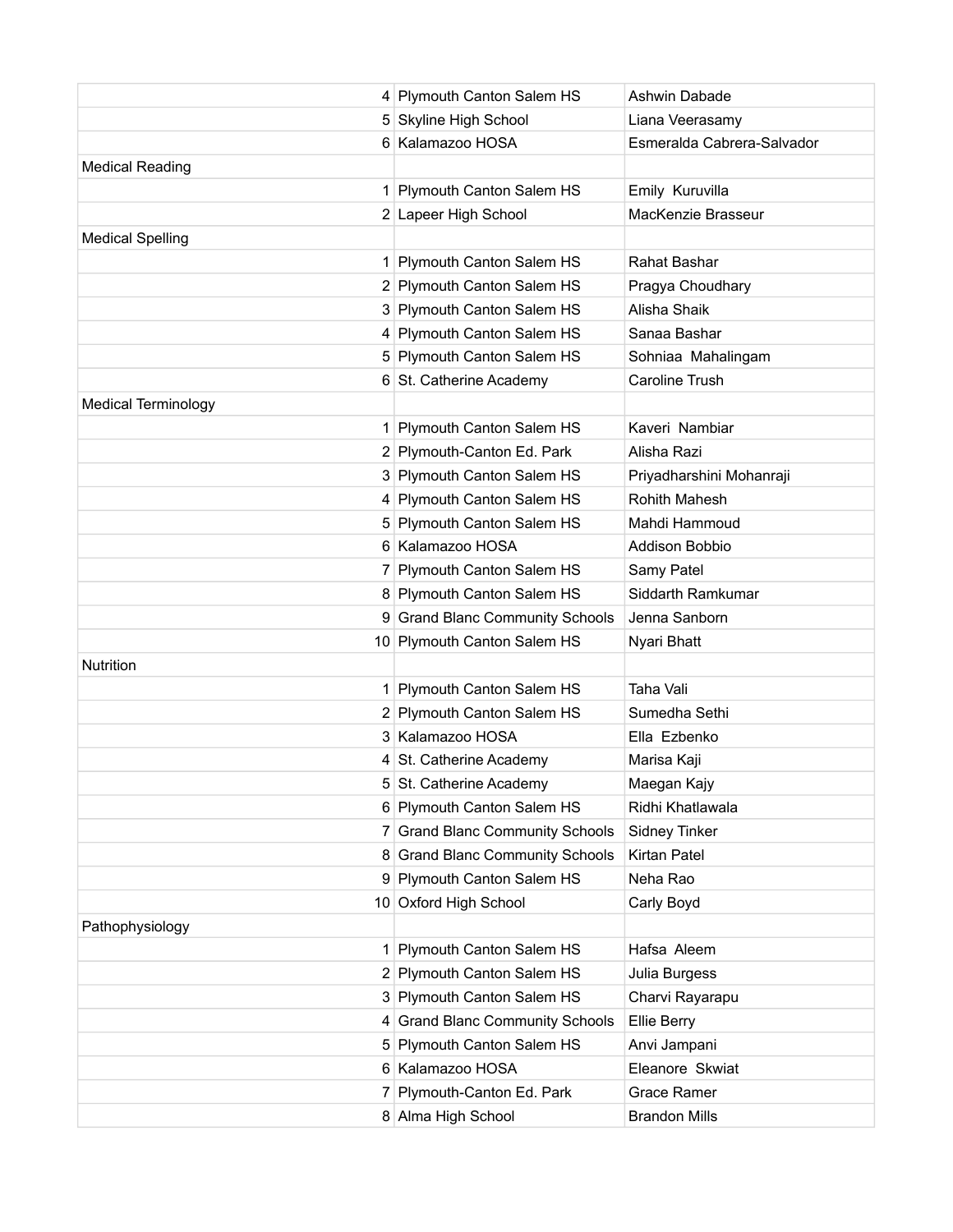| | | | |
|---|---|---|---|
| | 4 | Plymouth Canton Salem HS | Ashwin Dabade |
| | 5 | Skyline High School | Liana Veerasamy |
| | 6 | Kalamazoo HOSA | Esmeralda Cabrera-Salvador |
| Medical Reading | | | |
| | 1 | Plymouth Canton Salem HS | Emily Kuruvilla |
| | 2 | Lapeer High School | MacKenzie Brasseur |
| Medical Spelling | | | |
| | 1 | Plymouth Canton Salem HS | Rahat Bashar |
| | 2 | Plymouth Canton Salem HS | Pragya Choudhary |
| | 3 | Plymouth Canton Salem HS | Alisha Shaik |
| | 4 | Plymouth Canton Salem HS | Sanaa Bashar |
| | 5 | Plymouth Canton Salem HS | Sohniaa Mahalingam |
| | 6 | St. Catherine Academy | Caroline Trush |
| Medical Terminology | | | |
| | 1 | Plymouth Canton Salem HS | Kaveri Nambiar |
| | 2 | Plymouth-Canton Ed. Park | Alisha Razi |
| | 3 | Plymouth Canton Salem HS | Priyadharshini Mohanraji |
| | 4 | Plymouth Canton Salem HS | Rohith Mahesh |
| | 5 | Plymouth Canton Salem HS | Mahdi Hammoud |
| | 6 | Kalamazoo HOSA | Addison Bobbio |
| | 7 | Plymouth Canton Salem HS | Samy Patel |
| | 8 | Plymouth Canton Salem HS | Siddarth Ramkumar |
| | 9 | Grand Blanc Community Schools | Jenna Sanborn |
| | 10 | Plymouth Canton Salem HS | Nyari Bhatt |
| Nutrition | | | |
| | 1 | Plymouth Canton Salem HS | Taha Vali |
| | 2 | Plymouth Canton Salem HS | Sumedha Sethi |
| | 3 | Kalamazoo HOSA | Ella Ezbenko |
| | 4 | St. Catherine Academy | Marisa Kaji |
| | 5 | St. Catherine Academy | Maegan Kajy |
| | 6 | Plymouth Canton Salem HS | Ridhi Khatlawala |
| | 7 | Grand Blanc Community Schools | Sidney Tinker |
| | 8 | Grand Blanc Community Schools | Kirtan Patel |
| | 9 | Plymouth Canton Salem HS | Neha Rao |
| | 10 | Oxford High School | Carly Boyd |
| Pathophysiology | | | |
| | 1 | Plymouth Canton Salem HS | Hafsa Aleem |
| | 2 | Plymouth Canton Salem HS | Julia Burgess |
| | 3 | Plymouth Canton Salem HS | Charvi Rayarapu |
| | 4 | Grand Blanc Community Schools | Ellie Berry |
| | 5 | Plymouth Canton Salem HS | Anvi Jampani |
| | 6 | Kalamazoo HOSA | Eleanore Skwiat |
| | 7 | Plymouth-Canton Ed. Park | Grace Ramer |
| | 8 | Alma High School | Brandon Mills |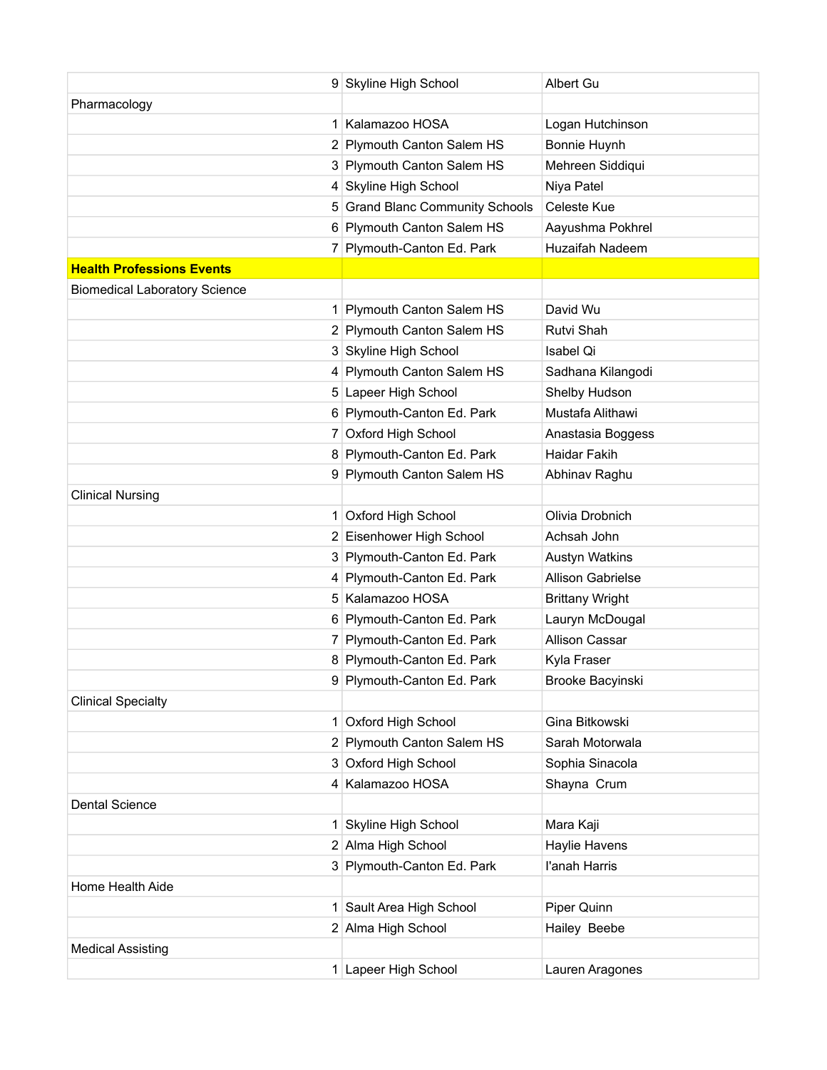| | | |
|---|---|---|
| 9 | Skyline High School | Albert Gu |
| Pharmacology | | |
| 1 | Kalamazoo HOSA | Logan Hutchinson |
| 2 | Plymouth Canton Salem HS | Bonnie Huynh |
| 3 | Plymouth Canton Salem HS | Mehreen Siddiqui |
| 4 | Skyline High School | Niya Patel |
| 5 | Grand Blanc Community Schools | Celeste Kue |
| 6 | Plymouth Canton Salem HS | Aayushma Pokhrel |
| 7 | Plymouth-Canton Ed. Park | Huzaifah Nadeem |
| **Health Professions Events** | | |
| Biomedical Laboratory Science | | |
| 1 | Plymouth Canton Salem HS | David Wu |
| 2 | Plymouth Canton Salem HS | Rutvi Shah |
| 3 | Skyline High School | Isabel Qi |
| 4 | Plymouth Canton Salem HS | Sadhana Kilangodi |
| 5 | Lapeer High School | Shelby Hudson |
| 6 | Plymouth-Canton Ed. Park | Mustafa Alithawi |
| 7 | Oxford High School | Anastasia Boggess |
| 8 | Plymouth-Canton Ed. Park | Haidar Fakih |
| 9 | Plymouth Canton Salem HS | Abhinav Raghu |
| Clinical Nursing | | |
| 1 | Oxford High School | Olivia Drobnich |
| 2 | Eisenhower High School | Achsah John |
| 3 | Plymouth-Canton Ed. Park | Austyn Watkins |
| 4 | Plymouth-Canton Ed. Park | Allison Gabrielse |
| 5 | Kalamazoo HOSA | Brittany Wright |
| 6 | Plymouth-Canton Ed. Park | Lauryn McDougal |
| 7 | Plymouth-Canton Ed. Park | Allison Cassar |
| 8 | Plymouth-Canton Ed. Park | Kyla Fraser |
| 9 | Plymouth-Canton Ed. Park | Brooke Bacyinski |
| Clinical Specialty | | |
| 1 | Oxford High School | Gina Bitkowski |
| 2 | Plymouth Canton Salem HS | Sarah Motorwala |
| 3 | Oxford High School | Sophia Sinacola |
| 4 | Kalamazoo HOSA | Shayna Crum |
| Dental Science | | |
| 1 | Skyline High School | Mara Kaji |
| 2 | Alma High School | Haylie Havens |
| 3 | Plymouth-Canton Ed. Park | I'anah Harris |
| Home Health Aide | | |
| 1 | Sault Area High School | Piper Quinn |
| 2 | Alma High School | Hailey Beebe |
| Medical Assisting | | |
| 1 | Lapeer High School | Lauren Aragones |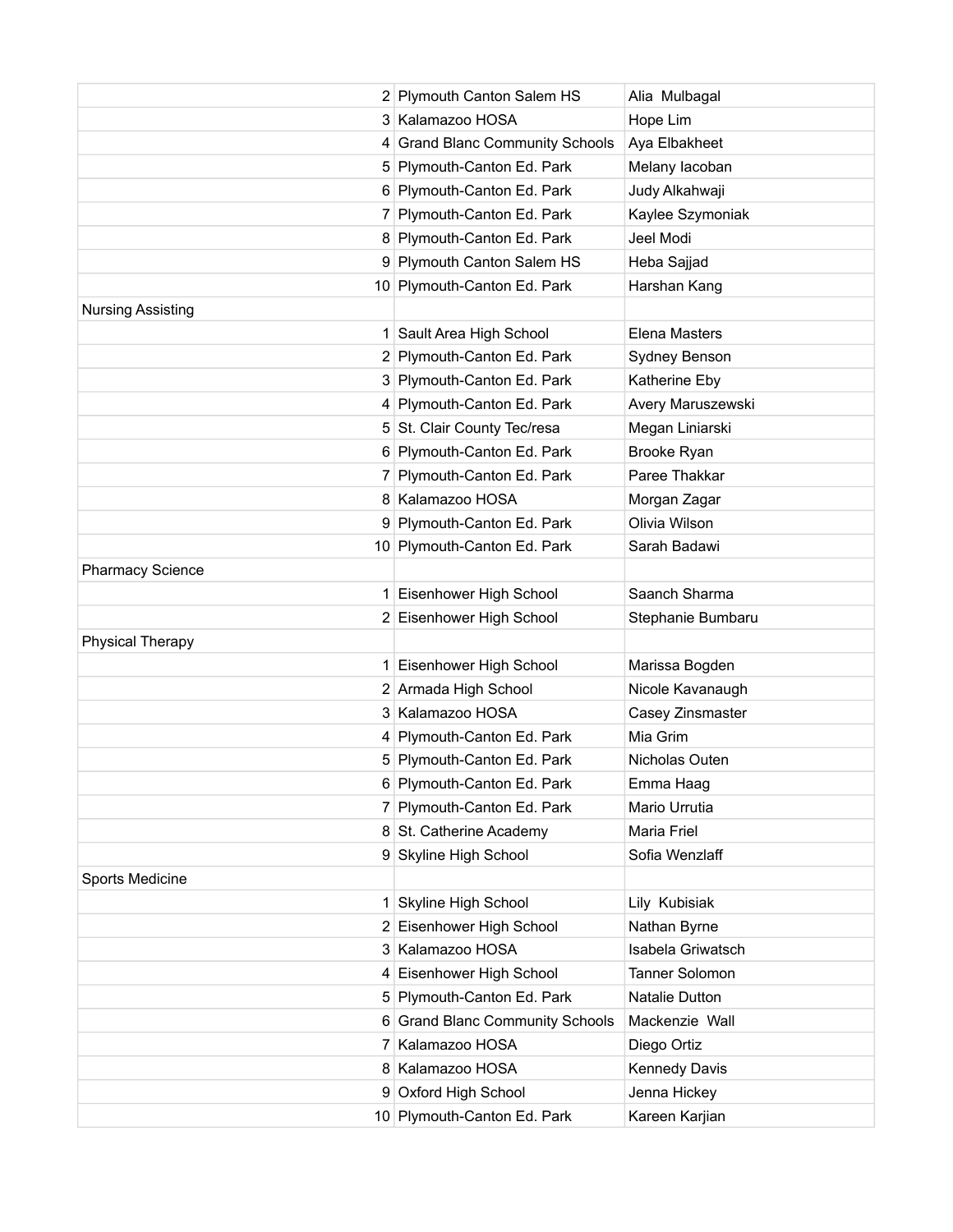| | | |
|---|---|---|
| 2 | Plymouth Canton Salem HS | Alia Mulbagal |
| 3 | Kalamazoo HOSA | Hope Lim |
| 4 | Grand Blanc Community Schools | Aya Elbakheet |
| 5 | Plymouth-Canton Ed. Park | Melany Iacoban |
| 6 | Plymouth-Canton Ed. Park | Judy Alkahwaji |
| 7 | Plymouth-Canton Ed. Park | Kaylee Szymoniak |
| 8 | Plymouth-Canton Ed. Park | Jeel Modi |
| 9 | Plymouth Canton Salem HS | Heba Sajjad |
| 10 | Plymouth-Canton Ed. Park | Harshan Kang |
| Nursing Assisting | | |
| 1 | Sault Area High School | Elena Masters |
| 2 | Plymouth-Canton Ed. Park | Sydney Benson |
| 3 | Plymouth-Canton Ed. Park | Katherine Eby |
| 4 | Plymouth-Canton Ed. Park | Avery Maruszewski |
| 5 | St. Clair County Tec/resa | Megan Liniarski |
| 6 | Plymouth-Canton Ed. Park | Brooke Ryan |
| 7 | Plymouth-Canton Ed. Park | Paree Thakkar |
| 8 | Kalamazoo HOSA | Morgan Zagar |
| 9 | Plymouth-Canton Ed. Park | Olivia Wilson |
| 10 | Plymouth-Canton Ed. Park | Sarah Badawi |
| Pharmacy Science | | |
| 1 | Eisenhower High School | Saanch Sharma |
| 2 | Eisenhower High School | Stephanie Bumbaru |
| Physical Therapy | | |
| 1 | Eisenhower High School | Marissa Bogden |
| 2 | Armada High School | Nicole Kavanaugh |
| 3 | Kalamazoo HOSA | Casey Zinsmaster |
| 4 | Plymouth-Canton Ed. Park | Mia Grim |
| 5 | Plymouth-Canton Ed. Park | Nicholas Outen |
| 6 | Plymouth-Canton Ed. Park | Emma Haag |
| 7 | Plymouth-Canton Ed. Park | Mario Urrutia |
| 8 | St. Catherine Academy | Maria Friel |
| 9 | Skyline High School | Sofia Wenzlaff |
| Sports Medicine | | |
| 1 | Skyline High School | Lily Kubisiak |
| 2 | Eisenhower High School | Nathan Byrne |
| 3 | Kalamazoo HOSA | Isabela Griwatsch |
| 4 | Eisenhower High School | Tanner Solomon |
| 5 | Plymouth-Canton Ed. Park | Natalie Dutton |
| 6 | Grand Blanc Community Schools | Mackenzie Wall |
| 7 | Kalamazoo HOSA | Diego Ortiz |
| 8 | Kalamazoo HOSA | Kennedy Davis |
| 9 | Oxford High School | Jenna Hickey |
| 10 | Plymouth-Canton Ed. Park | Kareen Karjian |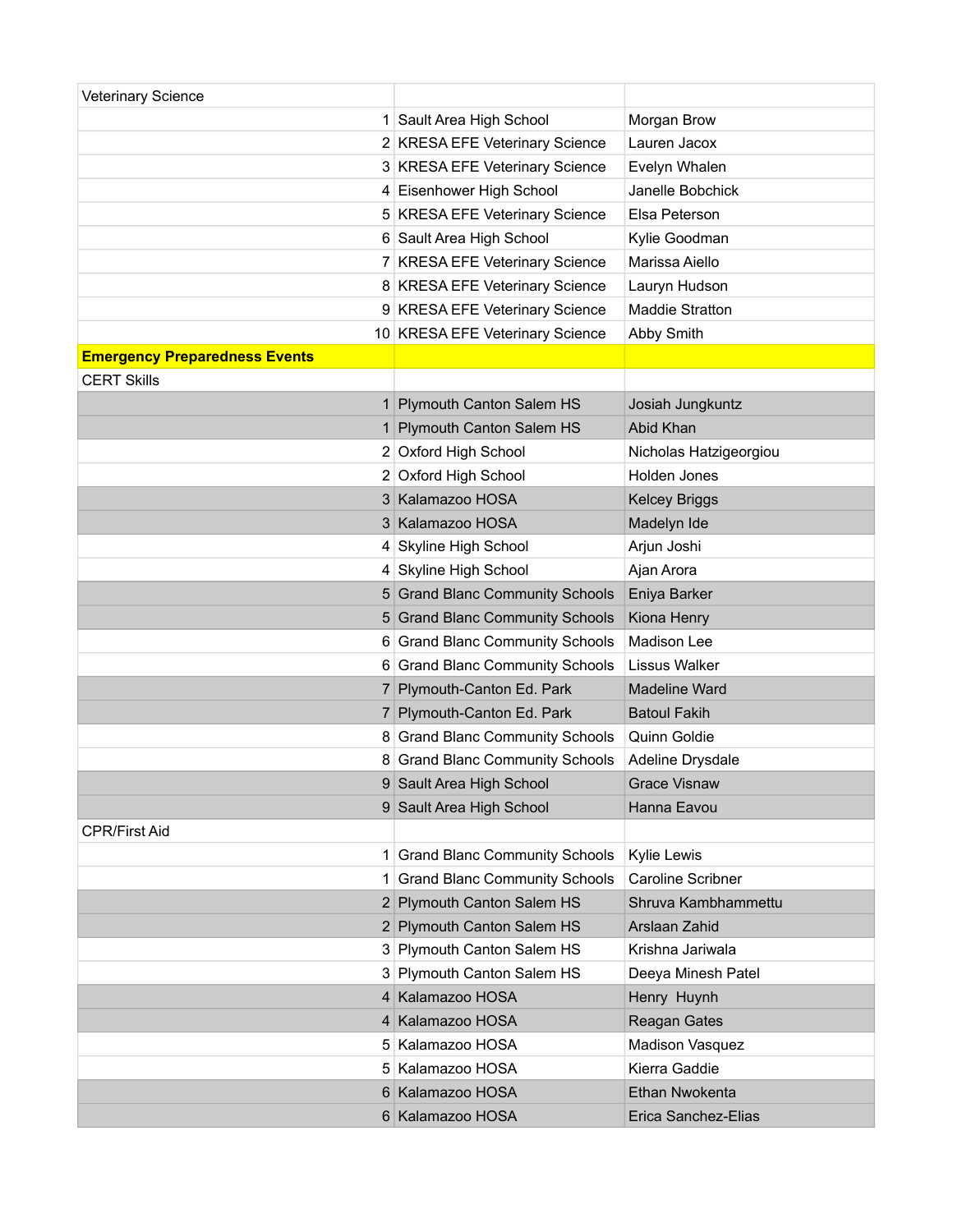| Veterinary Science | | |
|---|---|---|
| 1 | Sault Area High School | Morgan Brow |
| 2 | KRESA EFE Veterinary Science | Lauren Jacox |
| 3 | KRESA EFE Veterinary Science | Evelyn Whalen |
| 4 | Eisenhower High School | Janelle Bobchick |
| 5 | KRESA EFE Veterinary Science | Elsa Peterson |
| 6 | Sault Area High School | Kylie Goodman |
| 7 | KRESA EFE Veterinary Science | Marissa Aiello |
| 8 | KRESA EFE Veterinary Science | Lauryn Hudson |
| 9 | KRESA EFE Veterinary Science | Maddie Stratton |
| 10 | KRESA EFE Veterinary Science | Abby Smith |
| **Emergency Preparedness Events** | | |
| CERT Skills | | |
| 1 | Plymouth Canton Salem HS | Josiah Jungkuntz |
| 1 | Plymouth Canton Salem HS | Abid Khan |
| 2 | Oxford High School | Nicholas Hatzigeorgiou |
| 2 | Oxford High School | Holden Jones |
| 3 | Kalamazoo HOSA | Kelcey Briggs |
| 3 | Kalamazoo HOSA | Madelyn Ide |
| 4 | Skyline High School | Arjun Joshi |
| 4 | Skyline High School | Ajan Arora |
| 5 | Grand Blanc Community Schools | Eniya Barker |
| 5 | Grand Blanc Community Schools | Kiona Henry |
| 6 | Grand Blanc Community Schools | Madison Lee |
| 6 | Grand Blanc Community Schools | Lissus Walker |
| 7 | Plymouth-Canton Ed. Park | Madeline Ward |
| 7 | Plymouth-Canton Ed. Park | Batoul Fakih |
| 8 | Grand Blanc Community Schools | Quinn Goldie |
| 8 | Grand Blanc Community Schools | Adeline Drysdale |
| 9 | Sault Area High School | Grace Visnaw |
| 9 | Sault Area High School | Hanna Eavou |
| CPR/First Aid | | |
| 1 | Grand Blanc Community Schools | Kylie Lewis |
| 1 | Grand Blanc Community Schools | Caroline Scribner |
| 2 | Plymouth Canton Salem HS | Shruva Kambhammettu |
| 2 | Plymouth Canton Salem HS | Arslaan Zahid |
| 3 | Plymouth Canton Salem HS | Krishna Jariwala |
| 3 | Plymouth Canton Salem HS | Deeya Minesh Patel |
| 4 | Kalamazoo HOSA | Henry Huynh |
| 4 | Kalamazoo HOSA | Reagan Gates |
| 5 | Kalamazoo HOSA | Madison Vasquez |
| 5 | Kalamazoo HOSA | Kierra Gaddie |
| 6 | Kalamazoo HOSA | Ethan Nwokenta |
| 6 | Kalamazoo HOSA | Erica Sanchez-Elias |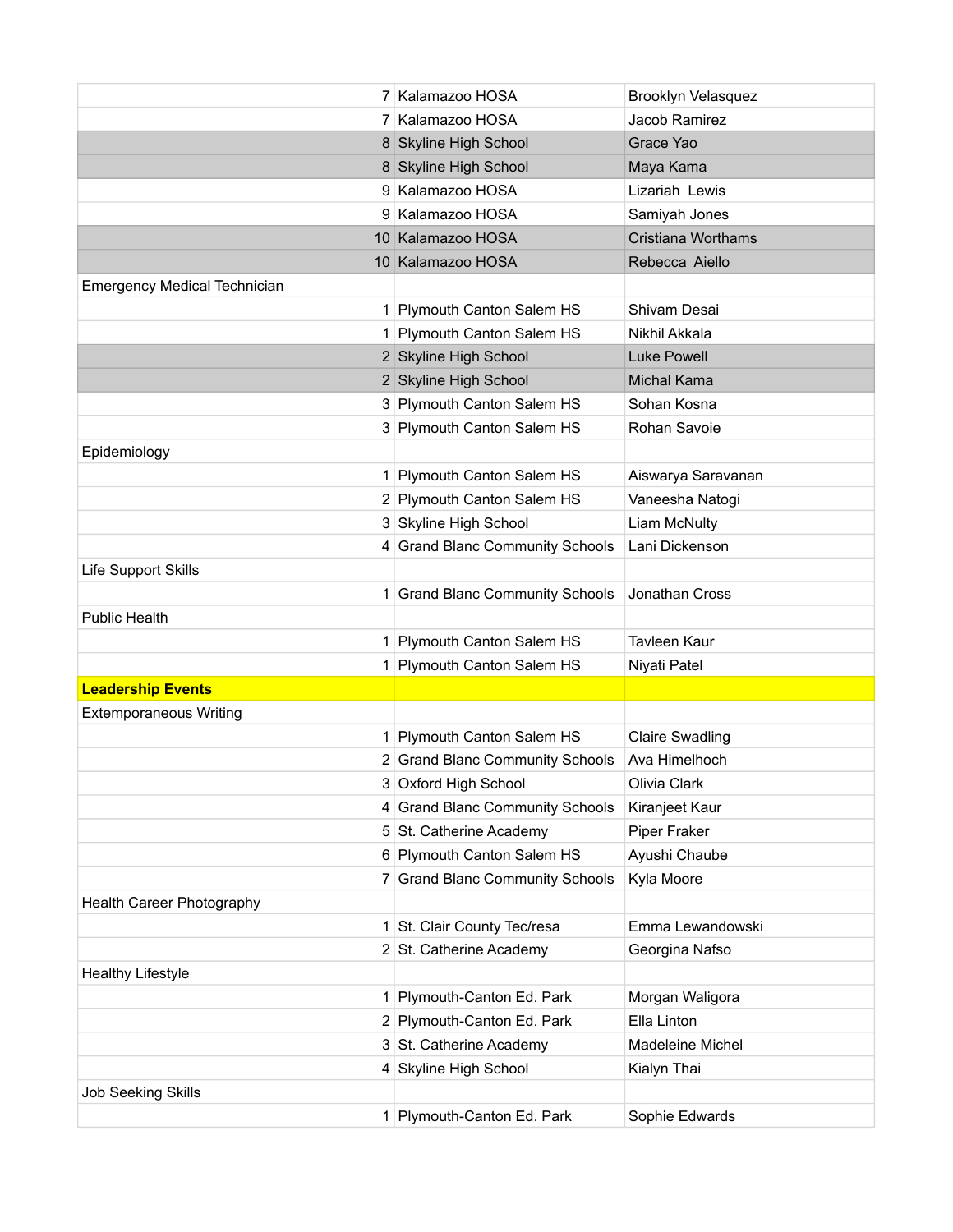| | | | |
|---|---|---|---|
| | 7 | Kalamazoo HOSA | Brooklyn Velasquez |
| | 7 | Kalamazoo HOSA | Jacob Ramirez |
| | 8 | Skyline High School | Grace Yao |
| | 8 | Skyline High School | Maya Kama |
| | 9 | Kalamazoo HOSA | Lizariah  Lewis |
| | 9 | Kalamazoo HOSA | Samiyah Jones |
| | 10 | Kalamazoo HOSA | Cristiana Worthams |
| | 10 | Kalamazoo HOSA | Rebecca  Aiello |
| Emergency Medical Technician | | | |
| | 1 | Plymouth Canton Salem HS | Shivam Desai |
| | 1 | Plymouth Canton Salem HS | Nikhil Akkala |
| | 2 | Skyline High School | Luke Powell |
| | 2 | Skyline High School | Michal Kama |
| | 3 | Plymouth Canton Salem HS | Sohan Kosna |
| | 3 | Plymouth Canton Salem HS | Rohan Savoie |
| Epidemiology | | | |
| | 1 | Plymouth Canton Salem HS | Aiswarya Saravanan |
| | 2 | Plymouth Canton Salem HS | Vaneesha Natogi |
| | 3 | Skyline High School | Liam McNulty |
| | 4 | Grand Blanc Community Schools | Lani Dickenson |
| Life Support Skills | | | |
| | 1 | Grand Blanc Community Schools | Jonathan Cross |
| Public Health | | | |
| | 1 | Plymouth Canton Salem HS | Tavleen Kaur |
| | 1 | Plymouth Canton Salem HS | Niyati Patel |
| **Leadership Events** | | | |
| Extemporaneous Writing | | | |
| | 1 | Plymouth Canton Salem HS | Claire Swadling |
| | 2 | Grand Blanc Community Schools | Ava Himelhoch |
| | 3 | Oxford High School | Olivia Clark |
| | 4 | Grand Blanc Community Schools | Kiranjeet Kaur |
| | 5 | St. Catherine Academy | Piper Fraker |
| | 6 | Plymouth Canton Salem HS | Ayushi Chaube |
| | 7 | Grand Blanc Community Schools | Kyla Moore |
| Health Career Photography | | | |
| | 1 | St. Clair County Tec/resa | Emma Lewandowski |
| | 2 | St. Catherine Academy | Georgina Nafso |
| Healthy Lifestyle | | | |
| | 1 | Plymouth-Canton Ed. Park | Morgan Waligora |
| | 2 | Plymouth-Canton Ed. Park | Ella Linton |
| | 3 | St. Catherine Academy | Madeleine Michel |
| | 4 | Skyline High School | Kialyn Thai |
| Job Seeking Skills | | | |
| | 1 | Plymouth-Canton Ed. Park | Sophie Edwards |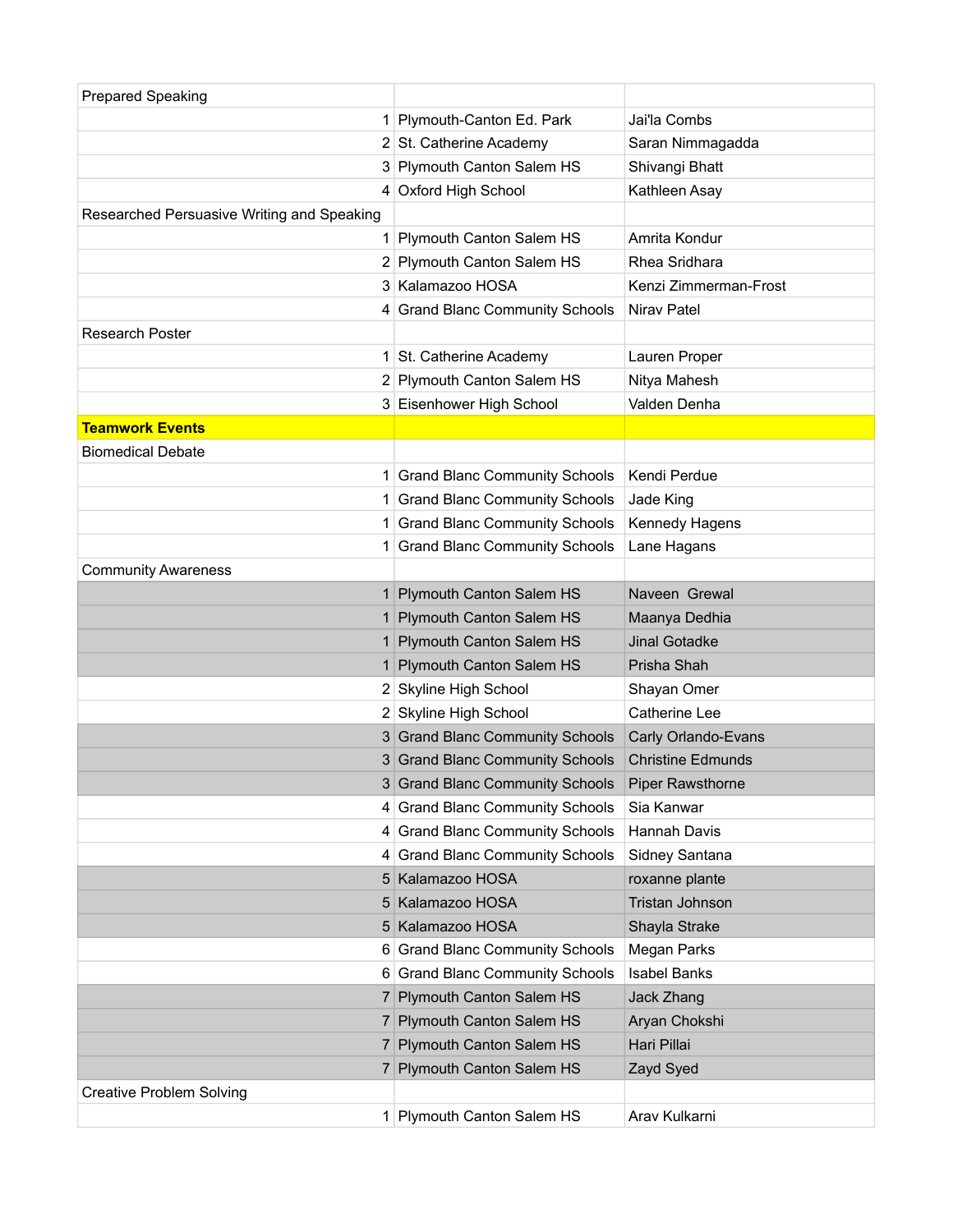| Prepared Speaking | | |
| --- | --- | --- |
| 1 | Plymouth-Canton Ed. Park | Jai'la Combs |
| 2 | St. Catherine Academy | Saran Nimmagadda |
| 3 | Plymouth Canton Salem HS | Shivangi Bhatt |
| 4 | Oxford High School | Kathleen Asay |
| Researched Persuasive Writing and Speaking | | |
| 1 | Plymouth Canton Salem HS | Amrita Kondur |
| 2 | Plymouth Canton Salem HS | Rhea Sridhara |
| 3 | Kalamazoo HOSA | Kenzi Zimmerman-Frost |
| 4 | Grand Blanc Community Schools | Nirav Patel |
| Research Poster | | |
| 1 | St. Catherine Academy | Lauren Proper |
| 2 | Plymouth Canton Salem HS | Nitya Mahesh |
| 3 | Eisenhower High School | Valden Denha |
| **Teamwork Events** | | |
| Biomedical Debate | | |
| 1 | Grand Blanc Community Schools | Kendi Perdue |
| 1 | Grand Blanc Community Schools | Jade King |
| 1 | Grand Blanc Community Schools | Kennedy Hagens |
| 1 | Grand Blanc Community Schools | Lane Hagans |
| Community Awareness | | |
| 1 | Plymouth Canton Salem HS | Naveen Grewal |
| 1 | Plymouth Canton Salem HS | Maanya Dedhia |
| 1 | Plymouth Canton Salem HS | Jinal Gotadke |
| 1 | Plymouth Canton Salem HS | Prisha Shah |
| 2 | Skyline High School | Shayan Omer |
| 2 | Skyline High School | Catherine Lee |
| 3 | Grand Blanc Community Schools | Carly Orlando-Evans |
| 3 | Grand Blanc Community Schools | Christine Edmunds |
| 3 | Grand Blanc Community Schools | Piper Rawsthorne |
| 4 | Grand Blanc Community Schools | Sia Kanwar |
| 4 | Grand Blanc Community Schools | Hannah Davis |
| 4 | Grand Blanc Community Schools | Sidney Santana |
| 5 | Kalamazoo HOSA | roxanne plante |
| 5 | Kalamazoo HOSA | Tristan Johnson |
| 5 | Kalamazoo HOSA | Shayla Strake |
| 6 | Grand Blanc Community Schools | Megan Parks |
| 6 | Grand Blanc Community Schools | Isabel Banks |
| 7 | Plymouth Canton Salem HS | Jack Zhang |
| 7 | Plymouth Canton Salem HS | Aryan Chokshi |
| 7 | Plymouth Canton Salem HS | Hari Pillai |
| 7 | Plymouth Canton Salem HS | Zayd Syed |
| Creative Problem Solving | | |
| 1 | Plymouth Canton Salem HS | Arav Kulkarni |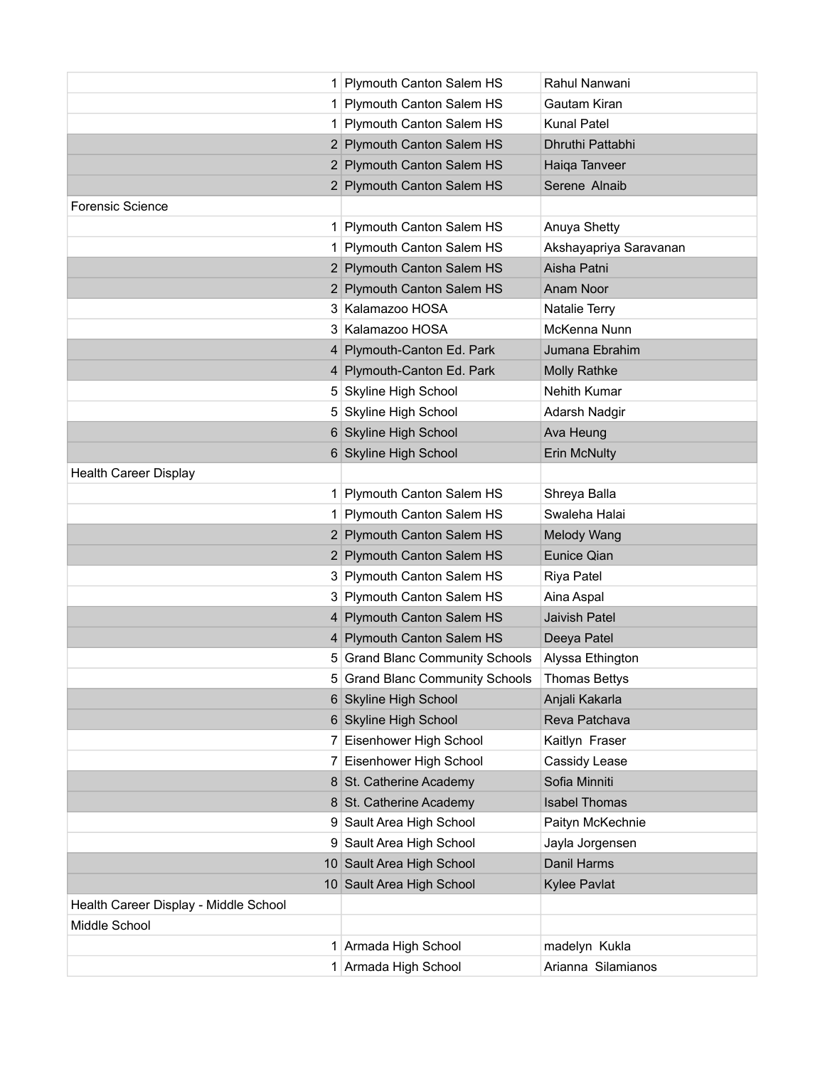| | | |
|---|---|---|
| 1 | Plymouth Canton Salem HS | Rahul Nanwani |
| 1 | Plymouth Canton Salem HS | Gautam Kiran |
| 1 | Plymouth Canton Salem HS | Kunal Patel |
| 2 | Plymouth Canton Salem HS | Dhruthi Pattabhi |
| 2 | Plymouth Canton Salem HS | Haiqa Tanveer |
| 2 | Plymouth Canton Salem HS | Serene Alnaib |
| Forensic Science | | |
| 1 | Plymouth Canton Salem HS | Anuya Shetty |
| 1 | Plymouth Canton Salem HS | Akshayapriya Saravanan |
| 2 | Plymouth Canton Salem HS | Aisha Patni |
| 2 | Plymouth Canton Salem HS | Anam Noor |
| 3 | Kalamazoo HOSA | Natalie Terry |
| 3 | Kalamazoo HOSA | McKenna Nunn |
| 4 | Plymouth-Canton Ed. Park | Jumana Ebrahim |
| 4 | Plymouth-Canton Ed. Park | Molly Rathke |
| 5 | Skyline High School | Nehith Kumar |
| 5 | Skyline High School | Adarsh Nadgir |
| 6 | Skyline High School | Ava Heung |
| 6 | Skyline High School | Erin McNulty |
| Health Career Display | | |
| 1 | Plymouth Canton Salem HS | Shreya Balla |
| 1 | Plymouth Canton Salem HS | Swaleha Halai |
| 2 | Plymouth Canton Salem HS | Melody Wang |
| 2 | Plymouth Canton Salem HS | Eunice Qian |
| 3 | Plymouth Canton Salem HS | Riya Patel |
| 3 | Plymouth Canton Salem HS | Aina Aspal |
| 4 | Plymouth Canton Salem HS | Jaivish Patel |
| 4 | Plymouth Canton Salem HS | Deeya Patel |
| 5 | Grand Blanc Community Schools | Alyssa Ethington |
| 5 | Grand Blanc Community Schools | Thomas Bettys |
| 6 | Skyline High School | Anjali Kakarla |
| 6 | Skyline High School | Reva Patchava |
| 7 | Eisenhower High School | Kaitlyn Fraser |
| 7 | Eisenhower High School | Cassidy Lease |
| 8 | St. Catherine Academy | Sofia Minniti |
| 8 | St. Catherine Academy | Isabel Thomas |
| 9 | Sault Area High School | Paityn McKechnie |
| 9 | Sault Area High School | Jayla Jorgensen |
| 10 | Sault Area High School | Danil Harms |
| 10 | Sault Area High School | Kylee Pavlat |
| Health Career Display - Middle School | | |
| Middle School | | |
| 1 | Armada High School | madelyn Kukla |
| 1 | Armada High School | Arianna Silamianos |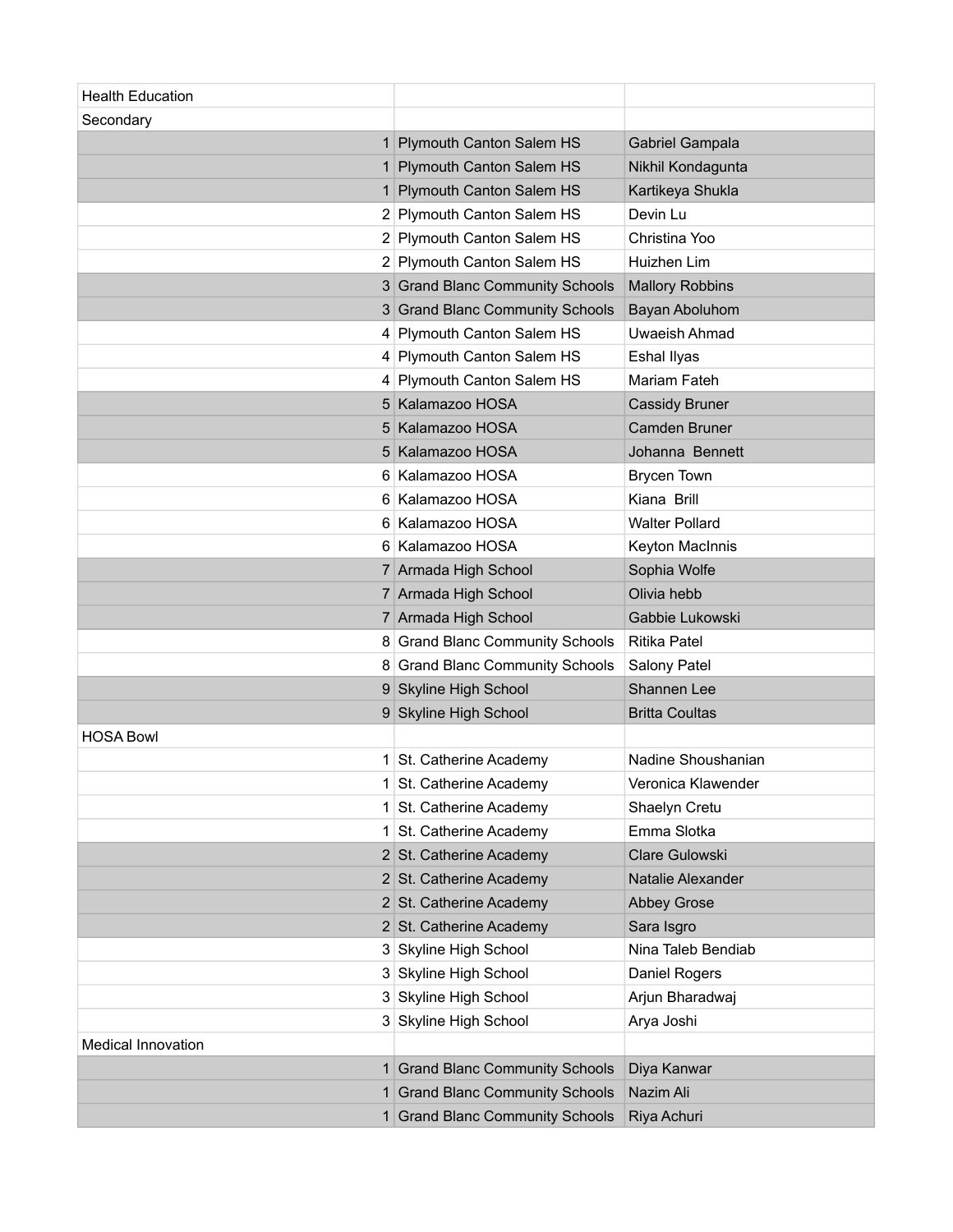| Health Education | | |
|---|---|---|
| Secondary | | |
| 1 | Plymouth Canton Salem HS | Gabriel Gampala |
| 1 | Plymouth Canton Salem HS | Nikhil Kondagunta |
| 1 | Plymouth Canton Salem HS | Kartikeya Shukla |
| 2 | Plymouth Canton Salem HS | Devin Lu |
| 2 | Plymouth Canton Salem HS | Christina Yoo |
| 2 | Plymouth Canton Salem HS | Huizhen Lim |
| 3 | Grand Blanc Community Schools | Mallory Robbins |
| 3 | Grand Blanc Community Schools | Bayan Aboluhom |
| 4 | Plymouth Canton Salem HS | Uwaeish Ahmad |
| 4 | Plymouth Canton Salem HS | Eshal Ilyas |
| 4 | Plymouth Canton Salem HS | Mariam Fateh |
| 5 | Kalamazoo HOSA | Cassidy Bruner |
| 5 | Kalamazoo HOSA | Camden Bruner |
| 5 | Kalamazoo HOSA | Johanna Bennett |
| 6 | Kalamazoo HOSA | Brycen Town |
| 6 | Kalamazoo HOSA | Kiana Brill |
| 6 | Kalamazoo HOSA | Walter Pollard |
| 6 | Kalamazoo HOSA | Keyton MacInnis |
| 7 | Armada High School | Sophia Wolfe |
| 7 | Armada High School | Olivia hebb |
| 7 | Armada High School | Gabbie Lukowski |
| 8 | Grand Blanc Community Schools | Ritika Patel |
| 8 | Grand Blanc Community Schools | Salony Patel |
| 9 | Skyline High School | Shannen Lee |
| 9 | Skyline High School | Britta Coultas |
| HOSA Bowl | | |
| 1 | St. Catherine Academy | Nadine Shoushanian |
| 1 | St. Catherine Academy | Veronica Klawender |
| 1 | St. Catherine Academy | Shaelyn Cretu |
| 1 | St. Catherine Academy | Emma Slotka |
| 2 | St. Catherine Academy | Clare Gulowski |
| 2 | St. Catherine Academy | Natalie Alexander |
| 2 | St. Catherine Academy | Abbey Grose |
| 2 | St. Catherine Academy | Sara Isgro |
| 3 | Skyline High School | Nina Taleb Bendiab |
| 3 | Skyline High School | Daniel Rogers |
| 3 | Skyline High School | Arjun Bharadwaj |
| 3 | Skyline High School | Arya Joshi |
| Medical Innovation | | |
| 1 | Grand Blanc Community Schools | Diya Kanwar |
| 1 | Grand Blanc Community Schools | Nazim Ali |
| 1 | Grand Blanc Community Schools | Riya Achuri |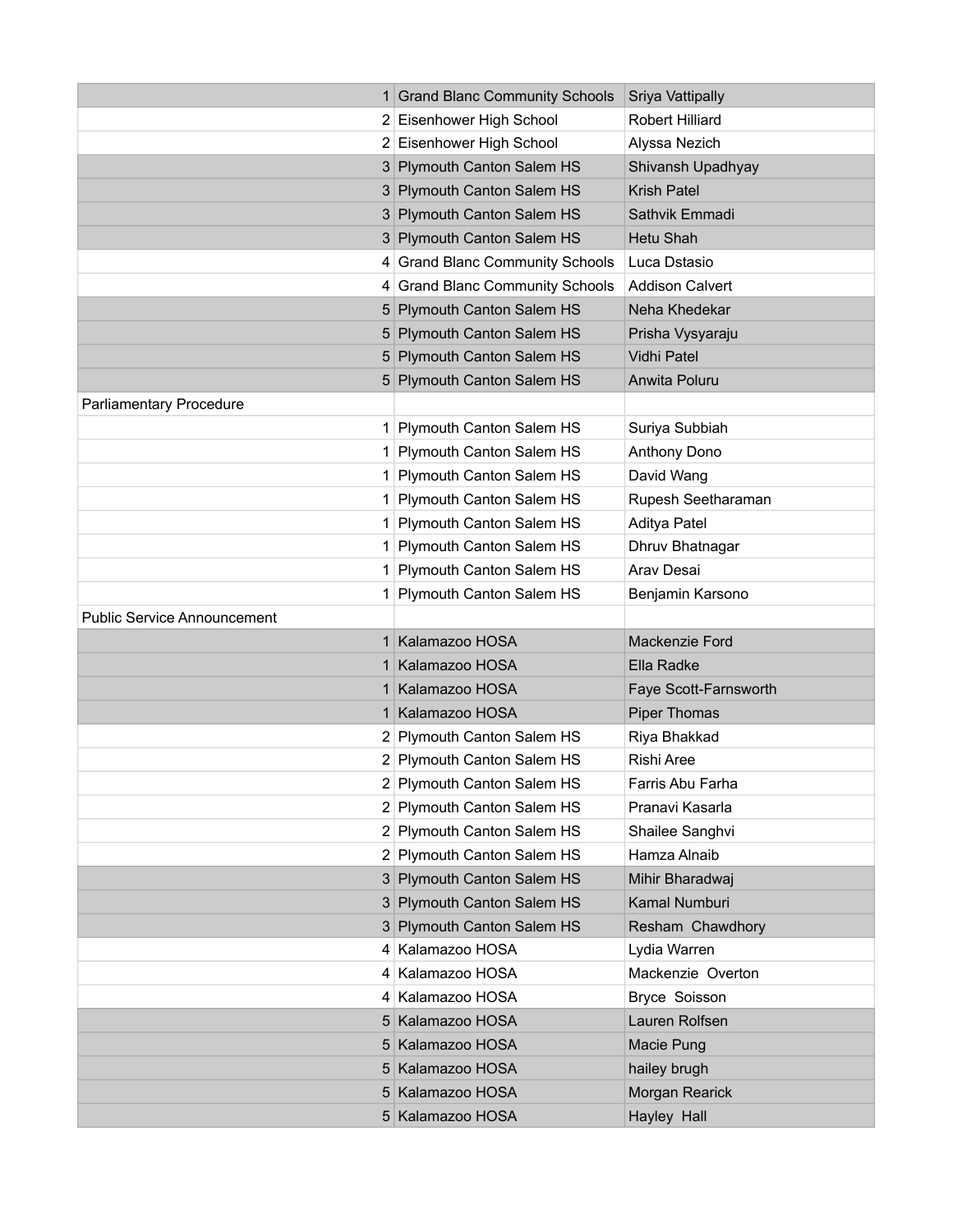| | | |
|---|---|---|
| 1 | Grand Blanc Community Schools | Sriya Vattipally |
| 2 | Eisenhower High School | Robert Hilliard |
| 2 | Eisenhower High School | Alyssa Nezich |
| 3 | Plymouth Canton Salem HS | Shivansh Upadhyay |
| 3 | Plymouth Canton Salem HS | Krish Patel |
| 3 | Plymouth Canton Salem HS | Sathvik Emmadi |
| 3 | Plymouth Canton Salem HS | Hetu Shah |
| 4 | Grand Blanc Community Schools | Luca Dstasio |
| 4 | Grand Blanc Community Schools | Addison Calvert |
| 5 | Plymouth Canton Salem HS | Neha Khedekar |
| 5 | Plymouth Canton Salem HS | Prisha Vysyaraju |
| 5 | Plymouth Canton Salem HS | Vidhi Patel |
| 5 | Plymouth Canton Salem HS | Anwita Poluru |
| Parliamentary Procedure | | |
| 1 | Plymouth Canton Salem HS | Suriya Subbiah |
| 1 | Plymouth Canton Salem HS | Anthony Dono |
| 1 | Plymouth Canton Salem HS | David Wang |
| 1 | Plymouth Canton Salem HS | Rupesh Seetharaman |
| 1 | Plymouth Canton Salem HS | Aditya Patel |
| 1 | Plymouth Canton Salem HS | Dhruv Bhatnagar |
| 1 | Plymouth Canton Salem HS | Arav Desai |
| 1 | Plymouth Canton Salem HS | Benjamin Karsono |
| Public Service Announcement | | |
| 1 | Kalamazoo HOSA | Mackenzie Ford |
| 1 | Kalamazoo HOSA | Ella Radke |
| 1 | Kalamazoo HOSA | Faye Scott-Farnsworth |
| 1 | Kalamazoo HOSA | Piper Thomas |
| 2 | Plymouth Canton Salem HS | Riya Bhakkad |
| 2 | Plymouth Canton Salem HS | Rishi Aree |
| 2 | Plymouth Canton Salem HS | Farris Abu Farha |
| 2 | Plymouth Canton Salem HS | Pranavi Kasarla |
| 2 | Plymouth Canton Salem HS | Shailee Sanghvi |
| 2 | Plymouth Canton Salem HS | Hamza Alnaib |
| 3 | Plymouth Canton Salem HS | Mihir Bharadwaj |
| 3 | Plymouth Canton Salem HS | Kamal Numburi |
| 3 | Plymouth Canton Salem HS | Resham Chawdhory |
| 4 | Kalamazoo HOSA | Lydia Warren |
| 4 | Kalamazoo HOSA | Mackenzie Overton |
| 4 | Kalamazoo HOSA | Bryce Soisson |
| 5 | Kalamazoo HOSA | Lauren Rolfsen |
| 5 | Kalamazoo HOSA | Macie Pung |
| 5 | Kalamazoo HOSA | hailey brugh |
| 5 | Kalamazoo HOSA | Morgan Rearick |
| 5 | Kalamazoo HOSA | Hayley Hall |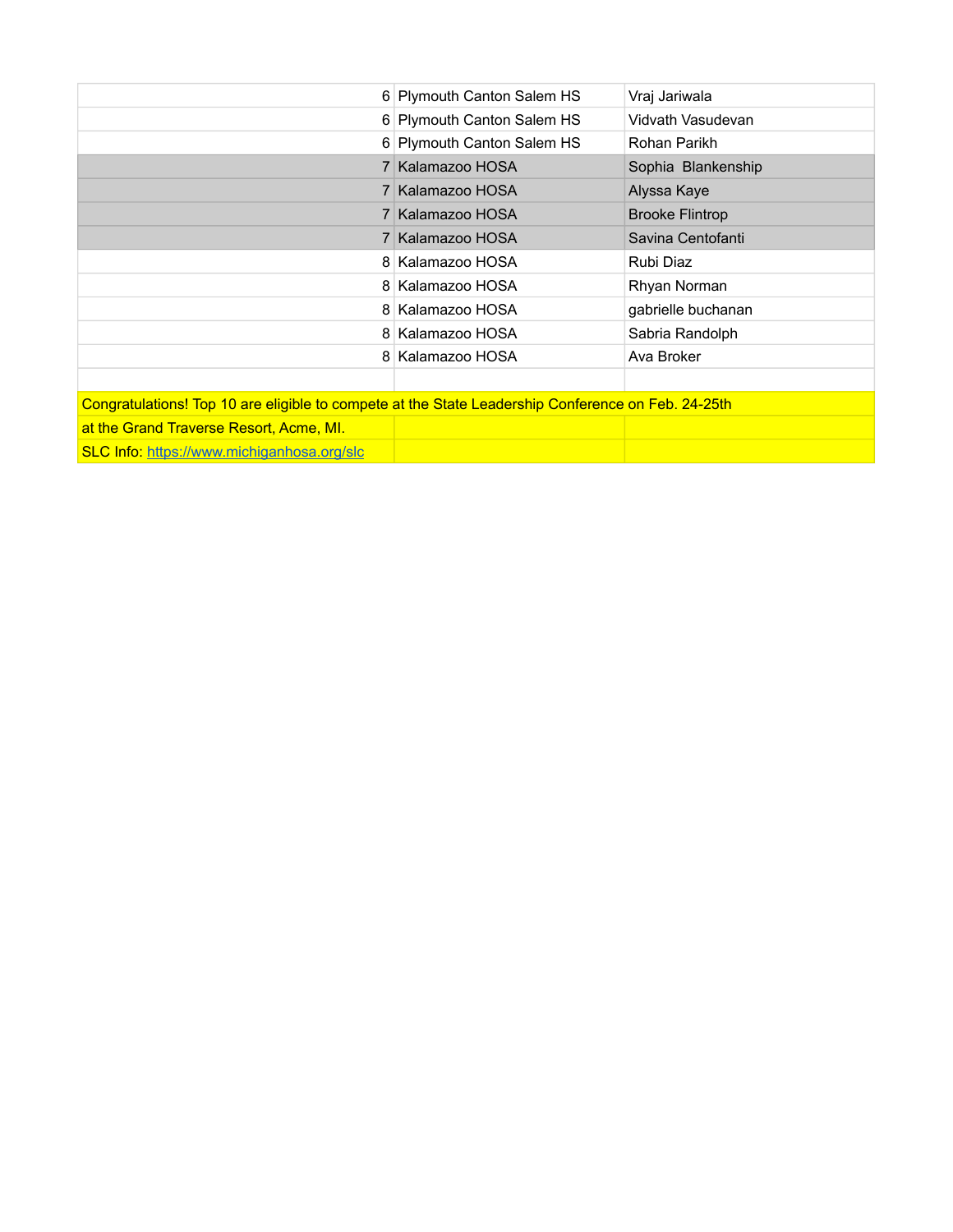| | | |
|---|---|---|
| 6 | Plymouth Canton Salem HS | Vraj Jariwala |
| 6 | Plymouth Canton Salem HS | Vidvath Vasudevan |
| 6 | Plymouth Canton Salem HS | Rohan Parikh |
| 7 | Kalamazoo HOSA | Sophia Blankenship |
| 7 | Kalamazoo HOSA | Alyssa Kaye |
| 7 | Kalamazoo HOSA | Brooke Flintrop |
| 7 | Kalamazoo HOSA | Savina Centofanti |
| 8 | Kalamazoo HOSA | Rubi Diaz |
| 8 | Kalamazoo HOSA | Rhyan Norman |
| 8 | Kalamazoo HOSA | gabrielle buchanan |
| 8 | Kalamazoo HOSA | Sabria Randolph |
| 8 | Kalamazoo HOSA | Ava Broker |
| | | |
| Congratulations! Top 10 are eligible to compete at the State Leadership Conference on Feb. 24-25th | | |
| at the Grand Traverse Resort, Acme, MI. | | |
| SLC Info: https://www.michiganhosa.org/slc | | |